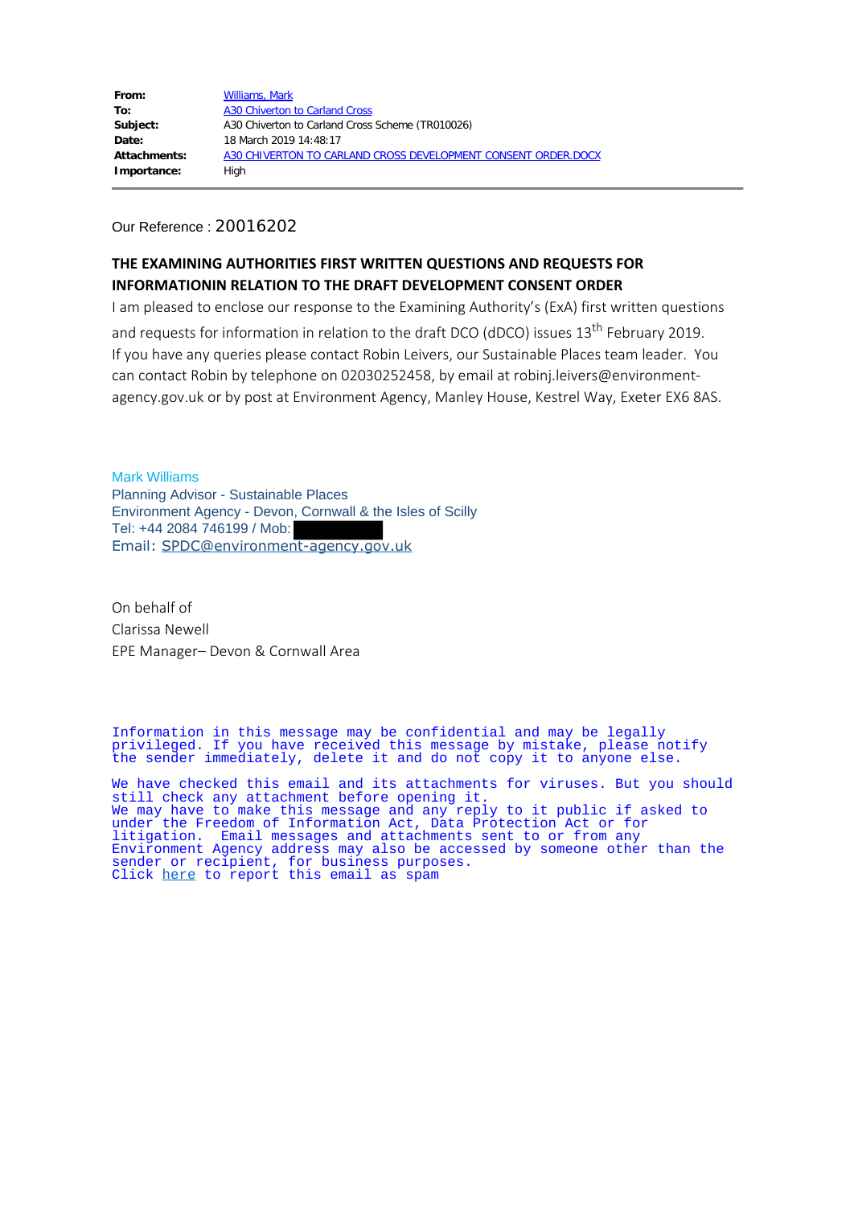| | |
|---|---|
| **From:** | Williams, Mark |
| **To:** | A30 Chiverton to Carland Cross |
| **Subject:** | A30 Chiverton to Carland Cross Scheme (TR010026) |
| **Date:** | 18 March 2019 14:48:17 |
| **Attachments:** | A30 CHIVERTON TO CARLAND CROSS DEVELOPMENT CONSENT ORDER.DOCX |
| **Importance:** | High |

---

Our Reference : 20016202

**THE EXAMINING AUTHORITIES FIRST WRITTEN QUESTIONS AND REQUESTS FOR INFORMATIONIN RELATION TO THE DRAFT DEVELOPMENT CONSENT ORDER**

I am pleased to enclose our response to the Examining Authority's (ExA) first written questions and requests for information in relation to the draft DCO (dDCO) issues 13th February 2019. If you have any queries please contact Robin Leivers, our Sustainable Places team leader. You can contact Robin by telephone on 02030252458, by email at robinj.leivers@environment-agency.gov.uk or by post at Environment Agency, Manley House, Kestrel Way, Exeter EX6 8AS.

Mark Williams
Planning Advisor - Sustainable Places
Environment Agency - Devon, Cornwall & the Isles of Scilly
Tel: +44 2084 746199 / Mob:
Email: SPDC@environment-agency.gov.uk

On behalf of
Clarissa Newell
EPE Manager– Devon & Cornwall Area

Information in this message may be confidential and may be legally privileged. If you have received this message by mistake, please notify the sender immediately, delete it and do not copy it to anyone else.

We have checked this email and its attachments for viruses. But you should still check any attachment before opening it.
We may have to make this message and any reply to it public if asked to under the Freedom of Information Act, Data Protection Act or for litigation. Email messages and attachments sent to or from any Environment Agency address may also be accessed by someone other than the sender or recipient, for business purposes.
Click here to report this email as spam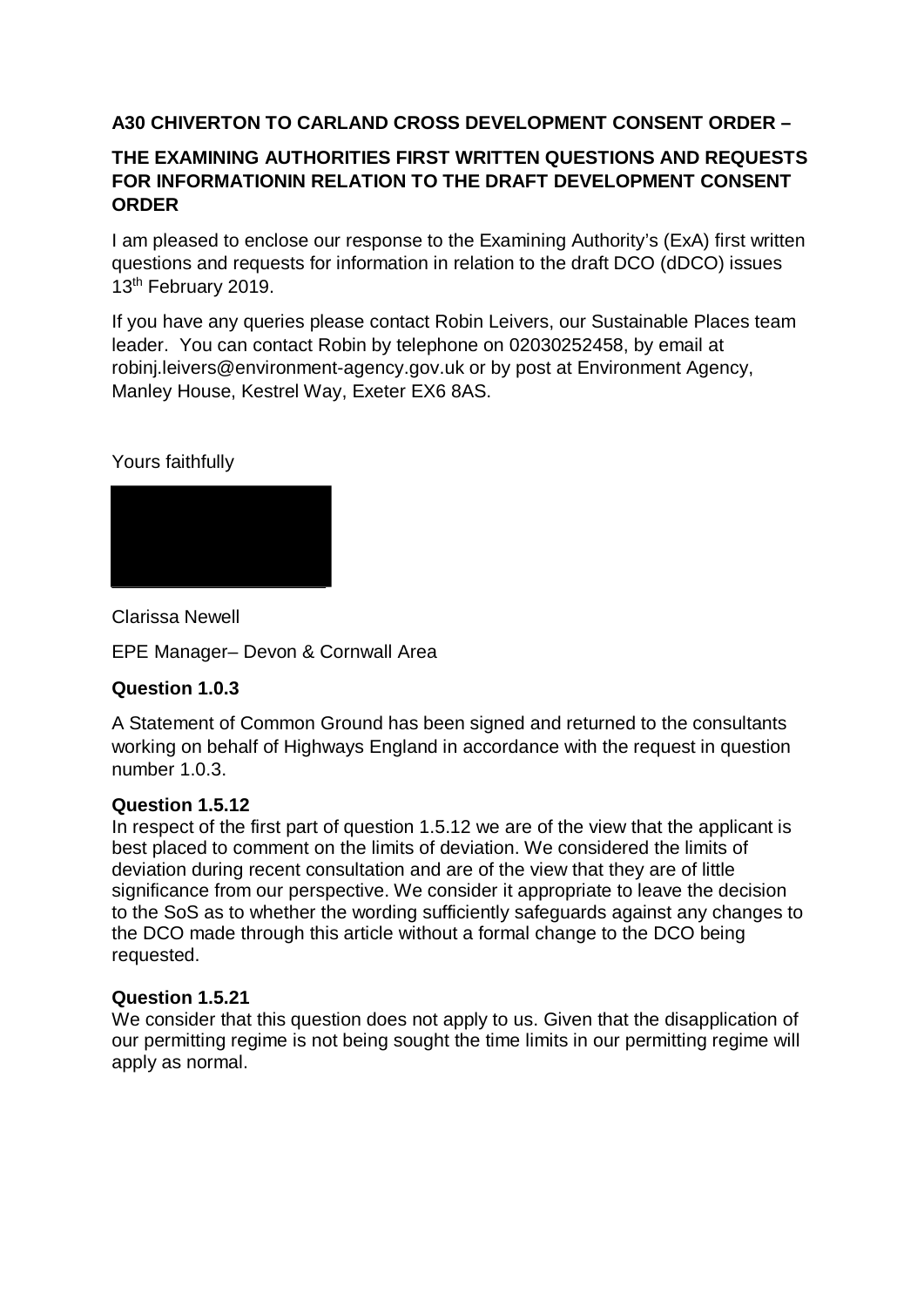**A30 CHIVERTON TO CARLAND CROSS DEVELOPMENT CONSENT ORDER –**

**THE EXAMINING AUTHORITIES FIRST WRITTEN QUESTIONS AND REQUESTS FOR INFORMATIONIN RELATION TO THE DRAFT DEVELOPMENT CONSENT ORDER**

I am pleased to enclose our response to the Examining Authority's (ExA) first written questions and requests for information in relation to the draft DCO (dDCO) issues 13th February 2019.

If you have any queries please contact Robin Leivers, our Sustainable Places team leader. You can contact Robin by telephone on 02030252458, by email at robinj.leivers@environment-agency.gov.uk or by post at Environment Agency, Manley House, Kestrel Way, Exeter EX6 8AS.

Yours faithfully

Clarissa Newell

EPE Manager– Devon & Cornwall Area

**Question 1.0.3**

A Statement of Common Ground has been signed and returned to the consultants working on behalf of Highways England in accordance with the request in question number 1.0.3.

**Question 1.5.12**

In respect of the first part of question 1.5.12 we are of the view that the applicant is best placed to comment on the limits of deviation. We considered the limits of deviation during recent consultation and are of the view that they are of little significance from our perspective. We consider it appropriate to leave the decision to the SoS as to whether the wording sufficiently safeguards against any changes to the DCO made through this article without a formal change to the DCO being requested.

**Question 1.5.21**

We consider that this question does not apply to us. Given that the disapplication of our permitting regime is not being sought the time limits in our permitting regime will apply as normal.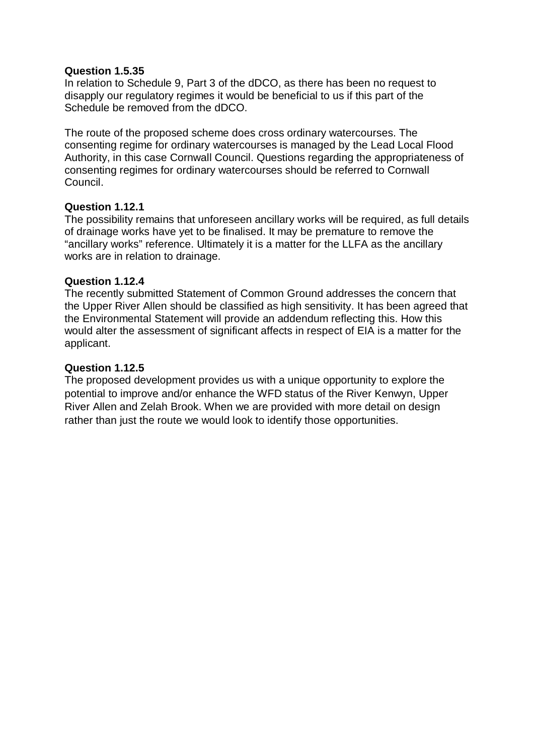**Question 1.5.35**
In relation to Schedule 9, Part 3 of the dDCO, as there has been no request to disapply our regulatory regimes it would be beneficial to us if this part of the Schedule be removed from the dDCO.

The route of the proposed scheme does cross ordinary watercourses. The consenting regime for ordinary watercourses is managed by the Lead Local Flood Authority, in this case Cornwall Council. Questions regarding the appropriateness of consenting regimes for ordinary watercourses should be referred to Cornwall Council.

**Question 1.12.1**
The possibility remains that unforeseen ancillary works will be required, as full details of drainage works have yet to be finalised. It may be premature to remove the "ancillary works" reference. Ultimately it is a matter for the LLFA as the ancillary works are in relation to drainage.

**Question 1.12.4**
The recently submitted Statement of Common Ground addresses the concern that the Upper River Allen should be classified as high sensitivity. It has been agreed that the Environmental Statement will provide an addendum reflecting this. How this would alter the assessment of significant affects in respect of EIA is a matter for the applicant.

**Question 1.12.5**
The proposed development provides us with a unique opportunity to explore the potential to improve and/or enhance the WFD status of the River Kenwyn, Upper River Allen and Zelah Brook. When we are provided with more detail on design rather than just the route we would look to identify those opportunities.